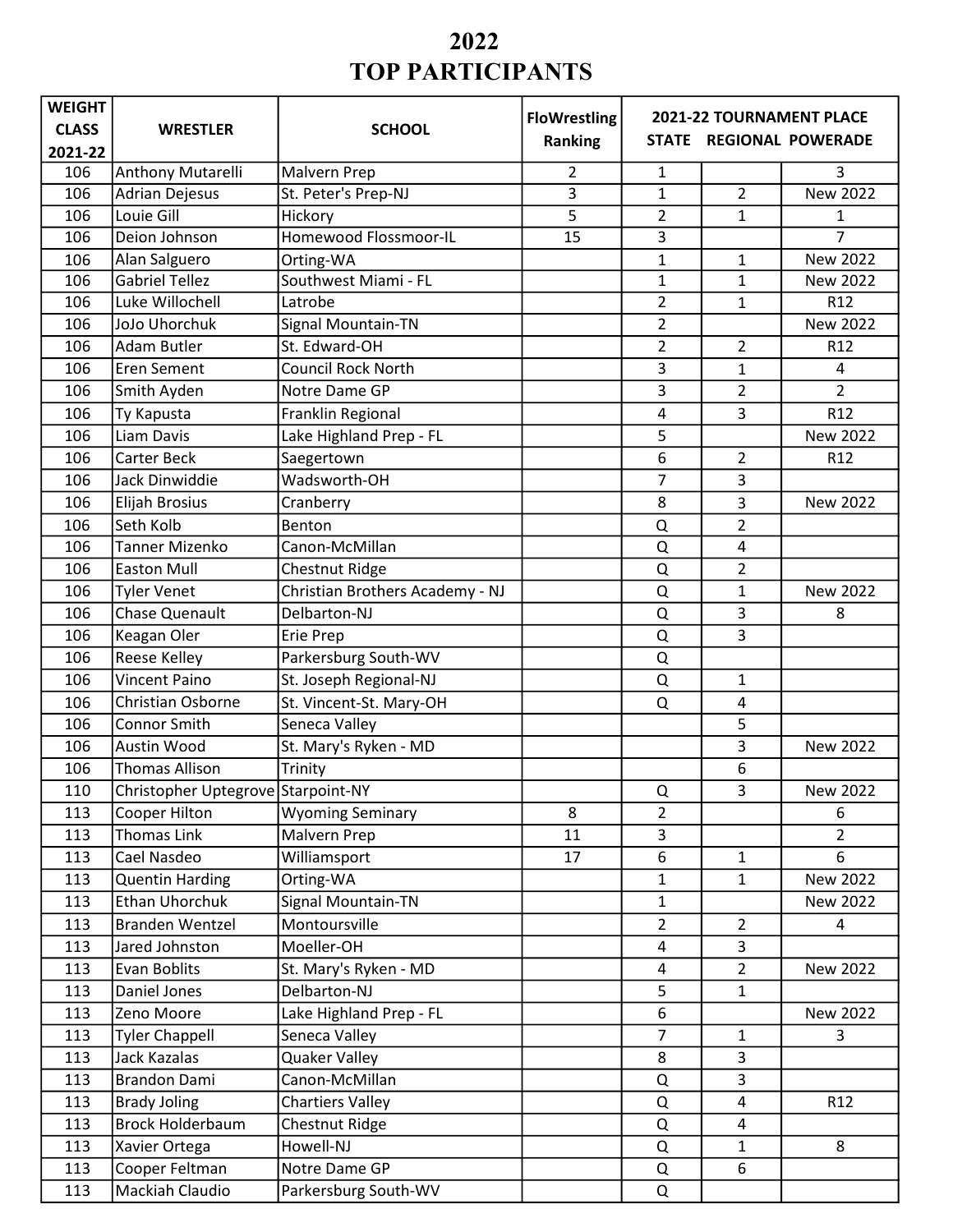# 2022
# TOP PARTICIPANTS

| WEIGHT CLASS 2021-22 | WRESTLER | SCHOOL | FloWrestling Ranking | 2021-22 TOURNAMENT PLACE STATE | REGIONAL | POWERADE |
|---|---|---|---|---|---|---|
| 106 | Anthony Mutarelli | Malvern Prep | 2 | 1 | | 3 |
| 106 | Adrian Dejesus | St. Peter's Prep-NJ | 3 | 1 | 2 | New 2022 |
| 106 | Louie Gill | Hickory | 5 | 2 | 1 | 1 |
| 106 | Deion Johnson | Homewood Flossmoor-IL | 15 | 3 | | 7 |
| 106 | Alan Salguero | Orting-WA | | 1 | 1 | New 2022 |
| 106 | Gabriel Tellez | Southwest Miami - FL | | 1 | 1 | New 2022 |
| 106 | Luke Willochell | Latrobe | | 2 | 1 | R12 |
| 106 | JoJo Uhorchuk | Signal Mountain-TN | | 2 | | New 2022 |
| 106 | Adam Butler | St. Edward-OH | | 2 | 2 | R12 |
| 106 | Eren Sement | Council Rock North | | 3 | 1 | 4 |
| 106 | Smith Ayden | Notre Dame GP | | 3 | 2 | 2 |
| 106 | Ty Kapusta | Franklin Regional | | 4 | 3 | R12 |
| 106 | Liam Davis | Lake Highland Prep - FL | | 5 | | New 2022 |
| 106 | Carter Beck | Saegertown | | 6 | 2 | R12 |
| 106 | Jack Dinwiddie | Wadsworth-OH | | 7 | 3 | |
| 106 | Elijah Brosius | Cranberry | | 8 | 3 | New 2022 |
| 106 | Seth Kolb | Benton | | Q | 2 | |
| 106 | Tanner Mizenko | Canon-McMillan | | Q | 4 | |
| 106 | Easton Mull | Chestnut Ridge | | Q | 2 | |
| 106 | Tyler Venet | Christian Brothers Academy - NJ | | Q | 1 | New 2022 |
| 106 | Chase Quenault | Delbarton-NJ | | Q | 3 | 8 |
| 106 | Keagan Oler | Erie Prep | | Q | 3 | |
| 106 | Reese Kelley | Parkersburg South-WV | | Q | | |
| 106 | Vincent Paino | St. Joseph Regional-NJ | | Q | 1 | |
| 106 | Christian Osborne | St. Vincent-St. Mary-OH | | Q | 4 | |
| 106 | Connor Smith | Seneca Valley | | | 5 | |
| 106 | Austin Wood | St. Mary's Ryken - MD | | | 3 | New 2022 |
| 106 | Thomas Allison | Trinity | | | 6 | |
| 110 | Christopher Uptegrove | Starpoint-NY | | Q | 3 | New 2022 |
| 113 | Cooper Hilton | Wyoming Seminary | 8 | 2 | | 6 |
| 113 | Thomas Link | Malvern Prep | 11 | 3 | | 2 |
| 113 | Cael Nasdeo | Williamsport | 17 | 6 | 1 | 6 |
| 113 | Quentin Harding | Orting-WA | | 1 | 1 | New 2022 |
| 113 | Ethan Uhorchuk | Signal Mountain-TN | | 1 | | New 2022 |
| 113 | Branden Wentzel | Montoursville | | 2 | 2 | 4 |
| 113 | Jared Johnston | Moeller-OH | | 4 | 3 | |
| 113 | Evan Boblits | St. Mary's Ryken - MD | | 4 | 2 | New 2022 |
| 113 | Daniel Jones | Delbarton-NJ | | 5 | 1 | |
| 113 | Zeno Moore | Lake Highland Prep - FL | | 6 | | New 2022 |
| 113 | Tyler Chappell | Seneca Valley | | 7 | 1 | 3 |
| 113 | Jack Kazalas | Quaker Valley | | 8 | 3 | |
| 113 | Brandon Dami | Canon-McMillan | | Q | 3 | |
| 113 | Brady Joling | Chartiers Valley | | Q | 4 | R12 |
| 113 | Brock Holderbaum | Chestnut Ridge | | Q | 4 | |
| 113 | Xavier Ortega | Howell-NJ | | Q | 1 | 8 |
| 113 | Cooper Feltman | Notre Dame GP | | Q | 6 | |
| 113 | Mackiah Claudio | Parkersburg South-WV | | Q | | |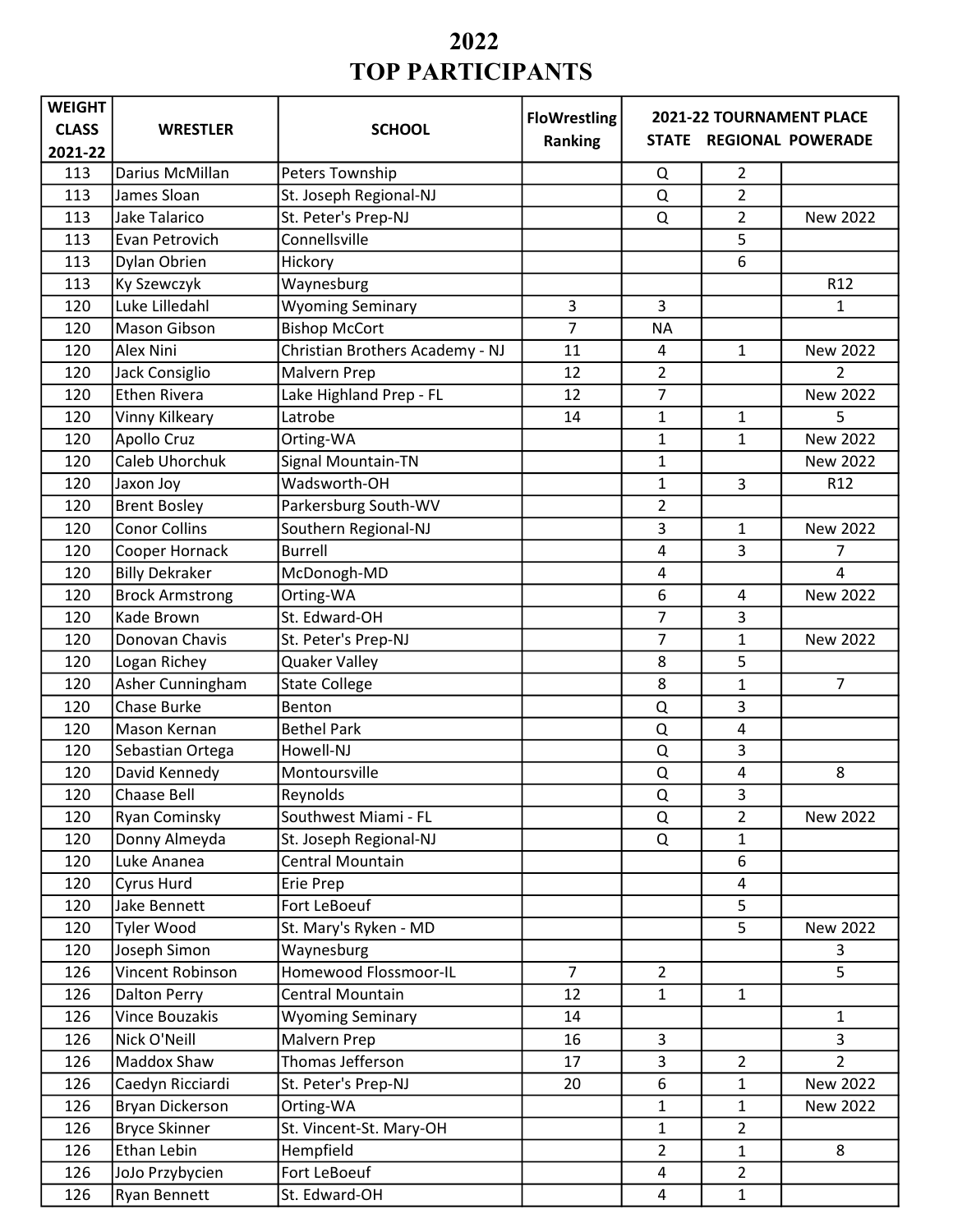# 2022
# TOP PARTICIPANTS

| WEIGHT CLASS 2021-22 | WRESTLER | SCHOOL | FloWrestling Ranking | 2021-22 TOURNAMENT PLACE | | |
|---|---|---|---|---|---|---|
| | | | | STATE | REGIONAL | POWERADE |
| 113 | Darius McMillan | Peters Township | | Q | 2 | |
| 113 | James Sloan | St. Joseph Regional-NJ | | Q | 2 | |
| 113 | Jake Talarico | St. Peter's Prep-NJ | | Q | 2 | New 2022 |
| 113 | Evan Petrovich | Connellsville | | | 5 | |
| 113 | Dylan Obrien | Hickory | | | 6 | |
| 113 | Ky Szewczyk | Waynesburg | | | | R12 |
| 120 | Luke Lilledahl | Wyoming Seminary | 3 | 3 | | 1 |
| 120 | Mason Gibson | Bishop McCort | 7 | NA | | |
| 120 | Alex Nini | Christian Brothers Academy - NJ | 11 | 4 | 1 | New 2022 |
| 120 | Jack Consiglio | Malvern Prep | 12 | 2 | | 2 |
| 120 | Ethen Rivera | Lake Highland Prep - FL | 12 | 7 | | New 2022 |
| 120 | Vinny Kilkeary | Latrobe | 14 | 1 | 1 | 5 |
| 120 | Apollo Cruz | Orting-WA | | 1 | 1 | New 2022 |
| 120 | Caleb Uhorchuk | Signal Mountain-TN | | 1 | | New 2022 |
| 120 | Jaxon Joy | Wadsworth-OH | | 1 | 3 | R12 |
| 120 | Brent Bosley | Parkersburg South-WV | | 2 | | |
| 120 | Conor Collins | Southern Regional-NJ | | 3 | 1 | New 2022 |
| 120 | Cooper Hornack | Burrell | | 4 | 3 | 7 |
| 120 | Billy Dekraker | McDonogh-MD | | 4 | | 4 |
| 120 | Brock Armstrong | Orting-WA | | 6 | 4 | New 2022 |
| 120 | Kade Brown | St. Edward-OH | | 7 | 3 | |
| 120 | Donovan Chavis | St. Peter's Prep-NJ | | 7 | 1 | New 2022 |
| 120 | Logan Richey | Quaker Valley | | 8 | 5 | |
| 120 | Asher Cunningham | State College | | 8 | 1 | 7 |
| 120 | Chase Burke | Benton | | Q | 3 | |
| 120 | Mason Kernan | Bethel Park | | Q | 4 | |
| 120 | Sebastian Ortega | Howell-NJ | | Q | 3 | |
| 120 | David Kennedy | Montoursville | | Q | 4 | 8 |
| 120 | Chaase Bell | Reynolds | | Q | 3 | |
| 120 | Ryan Cominsky | Southwest Miami - FL | | Q | 2 | New 2022 |
| 120 | Donny Almeyda | St. Joseph Regional-NJ | | Q | 1 | |
| 120 | Luke Ananea | Central Mountain | | | 6 | |
| 120 | Cyrus Hurd | Erie Prep | | | 4 | |
| 120 | Jake Bennett | Fort LeBoeuf | | | 5 | |
| 120 | Tyler Wood | St. Mary's Ryken - MD | | | 5 | New 2022 |
| 120 | Joseph Simon | Waynesburg | | | | 3 |
| 126 | Vincent Robinson | Homewood Flossmoor-IL | 7 | 2 | | 5 |
| 126 | Dalton Perry | Central Mountain | 12 | 1 | 1 | |
| 126 | Vince Bouzakis | Wyoming Seminary | 14 | | | 1 |
| 126 | Nick O'Neill | Malvern Prep | 16 | 3 | | 3 |
| 126 | Maddox Shaw | Thomas Jefferson | 17 | 3 | 2 | 2 |
| 126 | Caedyn Ricciardi | St. Peter's Prep-NJ | 20 | 6 | 1 | New 2022 |
| 126 | Bryan Dickerson | Orting-WA | | 1 | 1 | New 2022 |
| 126 | Bryce Skinner | St. Vincent-St. Mary-OH | | 1 | 2 | |
| 126 | Ethan Lebin | Hempfield | | 2 | 1 | 8 |
| 126 | JoJo Przybycien | Fort LeBoeuf | | 4 | 2 | |
| 126 | Ryan Bennett | St. Edward-OH | | 4 | 1 | |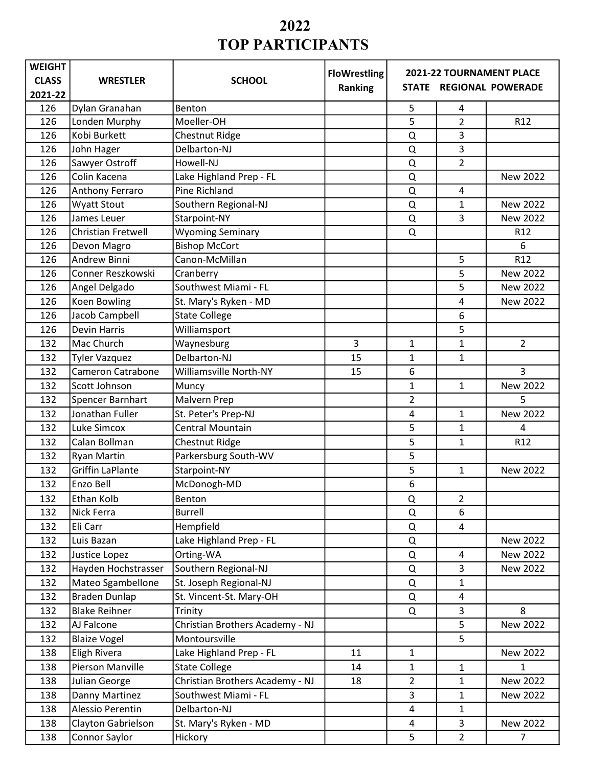# 2022
# TOP PARTICIPANTS

| WEIGHT CLASS 2021-22 | WRESTLER | SCHOOL | FloWrestling Ranking | 2021-22 TOURNAMENT PLACE STATE | REGIONAL | POWERADE |
|---|---|---|---|---|---|---|
| 126 | Dylan Granahan | Benton | | 5 | 4 | |
| 126 | Londen Murphy | Moeller-OH | | 5 | 2 | R12 |
| 126 | Kobi Burkett | Chestnut Ridge | | Q | 3 | |
| 126 | John Hager | Delbarton-NJ | | Q | 3 | |
| 126 | Sawyer Ostroff | Howell-NJ | | Q | 2 | |
| 126 | Colin Kacena | Lake Highland Prep - FL | | Q | | New 2022 |
| 126 | Anthony Ferraro | Pine Richland | | Q | 4 | |
| 126 | Wyatt Stout | Southern Regional-NJ | | Q | 1 | New 2022 |
| 126 | James Leuer | Starpoint-NY | | Q | 3 | New 2022 |
| 126 | Christian Fretwell | Wyoming Seminary | | Q | | R12 |
| 126 | Devon Magro | Bishop McCort | | | | 6 |
| 126 | Andrew Binni | Canon-McMillan | | | 5 | R12 |
| 126 | Conner Reszkowski | Cranberry | | | 5 | New 2022 |
| 126 | Angel Delgado | Southwest Miami - FL | | | 5 | New 2022 |
| 126 | Koen Bowling | St. Mary's Ryken - MD | | | 4 | New 2022 |
| 126 | Jacob Campbell | State College | | | 6 | |
| 126 | Devin Harris | Williamsport | | | 5 | |
| 132 | Mac Church | Waynesburg | 3 | 1 | 1 | 2 |
| 132 | Tyler Vazquez | Delbarton-NJ | 15 | 1 | 1 | |
| 132 | Cameron Catrabone | Williamsville North-NY | 15 | 6 | | 3 |
| 132 | Scott Johnson | Muncy | | 1 | 1 | New 2022 |
| 132 | Spencer Barnhart | Malvern Prep | | 2 | | 5 |
| 132 | Jonathan Fuller | St. Peter's Prep-NJ | | 4 | 1 | New 2022 |
| 132 | Luke Simcox | Central Mountain | | 5 | 1 | 4 |
| 132 | Calan Bollman | Chestnut Ridge | | 5 | 1 | R12 |
| 132 | Ryan Martin | Parkersburg South-WV | | 5 | | |
| 132 | Griffin LaPlante | Starpoint-NY | | 5 | 1 | New 2022 |
| 132 | Enzo Bell | McDonogh-MD | | 6 | | |
| 132 | Ethan Kolb | Benton | | Q | 2 | |
| 132 | Nick Ferra | Burrell | | Q | 6 | |
| 132 | Eli Carr | Hempfield | | Q | 4 | |
| 132 | Luis Bazan | Lake Highland Prep - FL | | Q | | New 2022 |
| 132 | Justice Lopez | Orting-WA | | Q | 4 | New 2022 |
| 132 | Hayden Hochstrasser | Southern Regional-NJ | | Q | 3 | New 2022 |
| 132 | Mateo Sgambellone | St. Joseph Regional-NJ | | Q | 1 | |
| 132 | Braden Dunlap | St. Vincent-St. Mary-OH | | Q | 4 | |
| 132 | Blake Reihner | Trinity | | Q | 3 | 8 |
| 132 | AJ Falcone | Christian Brothers Academy - NJ | | | 5 | New 2022 |
| 132 | Blaize Vogel | Montoursville | | | 5 | |
| 138 | Eligh Rivera | Lake Highland Prep - FL | 11 | 1 | | New 2022 |
| 138 | Pierson Manville | State College | 14 | 1 | 1 | 1 |
| 138 | Julian George | Christian Brothers Academy - NJ | 18 | 2 | 1 | New 2022 |
| 138 | Danny Martinez | Southwest Miami - FL | | 3 | 1 | New 2022 |
| 138 | Alessio Perentin | Delbarton-NJ | | 4 | 1 | |
| 138 | Clayton Gabrielson | St. Mary's Ryken - MD | | 4 | 3 | New 2022 |
| 138 | Connor Saylor | Hickory | | 5 | 2 | 7 |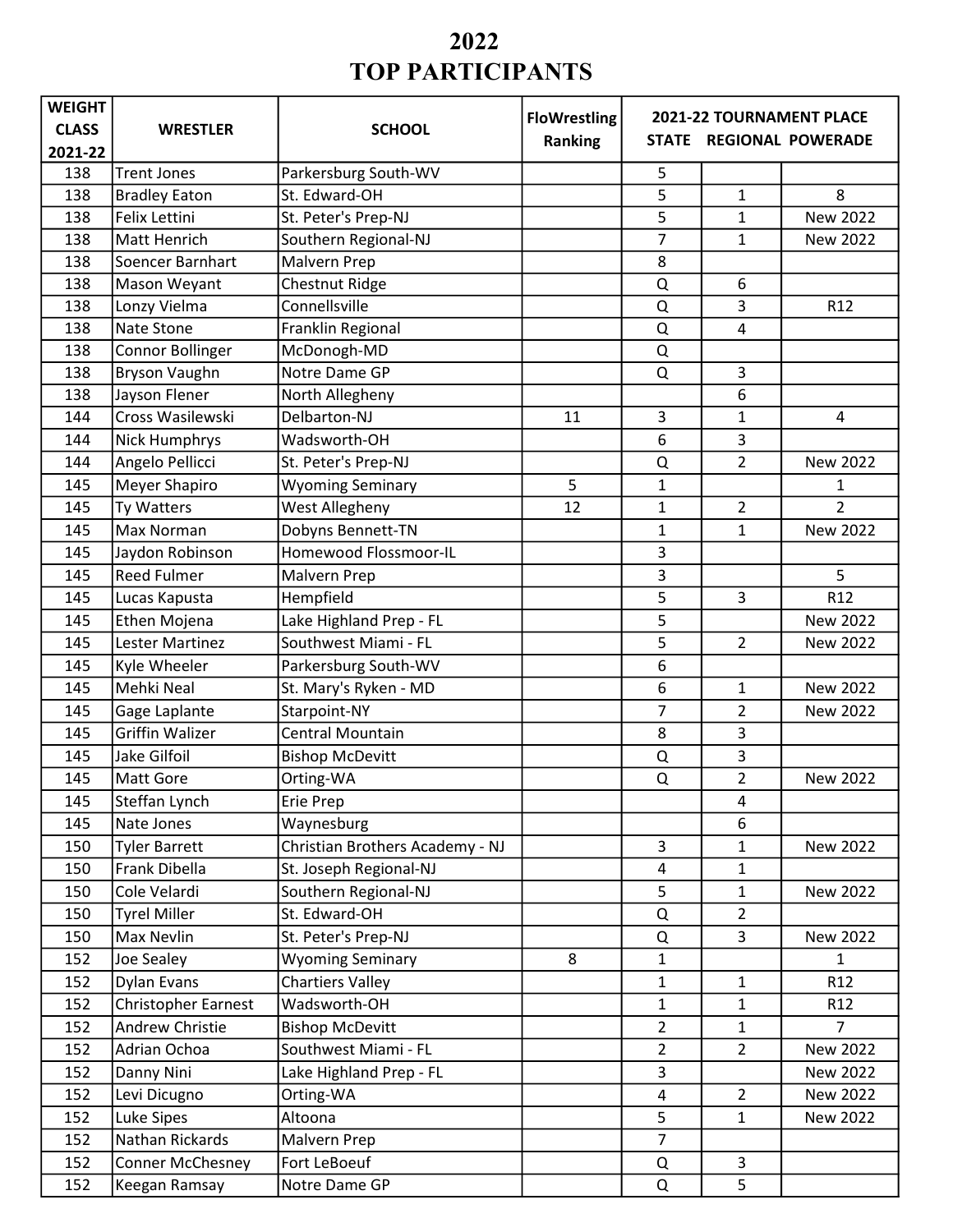# 2022
# TOP PARTICIPANTS

| WEIGHT CLASS 2021-22 | WRESTLER | SCHOOL | FloWrestling Ranking | 2021-22 TOURNAMENT PLACE STATE | REGIONAL | POWERADE |
|---|---|---|---|---|---|---|
| 138 | Trent Jones | Parkersburg South-WV | | 5 | | |
| 138 | Bradley Eaton | St. Edward-OH | | 5 | 1 | 8 |
| 138 | Felix Lettini | St. Peter's Prep-NJ | | 5 | 1 | New 2022 |
| 138 | Matt Henrich | Southern Regional-NJ | | 7 | 1 | New 2022 |
| 138 | Soencer Barnhart | Malvern Prep | | 8 | | |
| 138 | Mason Weyant | Chestnut Ridge | | Q | 6 | |
| 138 | Lonzy Vielma | Connellsville | | Q | 3 | R12 |
| 138 | Nate Stone | Franklin Regional | | Q | 4 | |
| 138 | Connor Bollinger | McDonogh-MD | | Q | | |
| 138 | Bryson Vaughn | Notre Dame GP | | Q | 3 | |
| 138 | Jayson Flener | North Allegheny | | | 6 | |
| 144 | Cross Wasilewski | Delbarton-NJ | 11 | 3 | 1 | 4 |
| 144 | Nick Humphrys | Wadsworth-OH | | 6 | 3 | |
| 144 | Angelo Pellicci | St. Peter's Prep-NJ | | Q | 2 | New 2022 |
| 145 | Meyer Shapiro | Wyoming Seminary | 5 | 1 | | 1 |
| 145 | Ty Watters | West Allegheny | 12 | 1 | 2 | 2 |
| 145 | Max Norman | Dobyns Bennett-TN | | 1 | 1 | New 2022 |
| 145 | Jaydon Robinson | Homewood Flossmoor-IL | | 3 | | |
| 145 | Reed Fulmer | Malvern Prep | | 3 | | 5 |
| 145 | Lucas Kapusta | Hempfield | | 5 | 3 | R12 |
| 145 | Ethen Mojena | Lake Highland Prep - FL | | 5 | | New 2022 |
| 145 | Lester Martinez | Southwest Miami - FL | | 5 | 2 | New 2022 |
| 145 | Kyle Wheeler | Parkersburg South-WV | | 6 | | |
| 145 | Mehki Neal | St. Mary's Ryken - MD | | 6 | 1 | New 2022 |
| 145 | Gage Laplante | Starpoint-NY | | 7 | 2 | New 2022 |
| 145 | Griffin Walizer | Central Mountain | | 8 | 3 | |
| 145 | Jake Gilfoil | Bishop McDevitt | | Q | 3 | |
| 145 | Matt Gore | Orting-WA | | Q | 2 | New 2022 |
| 145 | Steffan Lynch | Erie Prep | | | 4 | |
| 145 | Nate Jones | Waynesburg | | | 6 | |
| 150 | Tyler Barrett | Christian Brothers Academy - NJ | | 3 | 1 | New 2022 |
| 150 | Frank Dibella | St. Joseph Regional-NJ | | 4 | 1 | |
| 150 | Cole Velardi | Southern Regional-NJ | | 5 | 1 | New 2022 |
| 150 | Tyrel Miller | St. Edward-OH | | Q | 2 | |
| 150 | Max Nevlin | St. Peter's Prep-NJ | | Q | 3 | New 2022 |
| 152 | Joe Sealey | Wyoming Seminary | 8 | 1 | | 1 |
| 152 | Dylan Evans | Chartiers Valley | | 1 | 1 | R12 |
| 152 | Christopher Earnest | Wadsworth-OH | | 1 | 1 | R12 |
| 152 | Andrew Christie | Bishop McDevitt | | 2 | 1 | 7 |
| 152 | Adrian Ochoa | Southwest Miami - FL | | 2 | 2 | New 2022 |
| 152 | Danny Nini | Lake Highland Prep - FL | | 3 | | New 2022 |
| 152 | Levi Dicugno | Orting-WA | | 4 | 2 | New 2022 |
| 152 | Luke Sipes | Altoona | | 5 | 1 | New 2022 |
| 152 | Nathan Rickards | Malvern Prep | | 7 | | |
| 152 | Conner McChesney | Fort LeBoeuf | | Q | 3 | |
| 152 | Keegan Ramsay | Notre Dame GP | | Q | 5 | |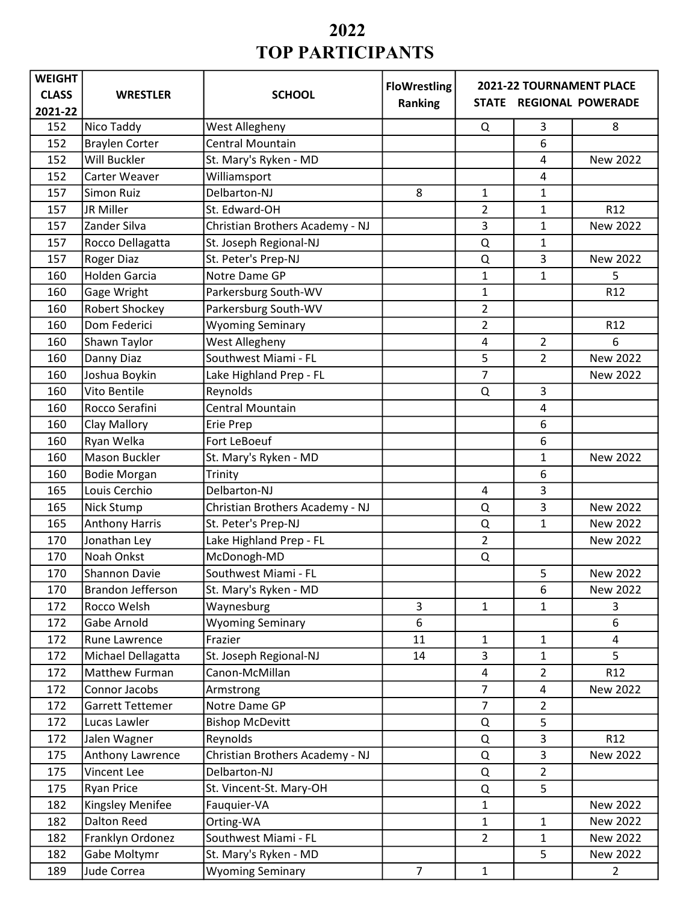# 2022
# TOP PARTICIPANTS

| WEIGHT CLASS 2021-22 | WRESTLER | SCHOOL | FloWrestling Ranking | 2021-22 TOURNAMENT PLACE | | |
|---|---|---|---|---|---|---|
| | | | | STATE | REGIONAL | POWERADE |
| 152 | Nico Taddy | West Allegheny | | Q | 3 | 8 |
| 152 | Braylen Corter | Central Mountain | | | 6 | |
| 152 | Will Buckler | St. Mary's Ryken - MD | | | 4 | New 2022 |
| 152 | Carter Weaver | Williamsport | | | 4 | |
| 157 | Simon Ruiz | Delbarton-NJ | 8 | 1 | 1 | |
| 157 | JR Miller | St. Edward-OH | | 2 | 1 | R12 |
| 157 | Zander Silva | Christian Brothers Academy - NJ | | 3 | 1 | New 2022 |
| 157 | Rocco Dellagatta | St. Joseph Regional-NJ | | Q | 1 | |
| 157 | Roger Diaz | St. Peter's Prep-NJ | | Q | 3 | New 2022 |
| 160 | Holden Garcia | Notre Dame GP | | 1 | 1 | 5 |
| 160 | Gage Wright | Parkersburg South-WV | | 1 | | R12 |
| 160 | Robert Shockey | Parkersburg South-WV | | 2 | | |
| 160 | Dom Federici | Wyoming Seminary | | 2 | | R12 |
| 160 | Shawn Taylor | West Allegheny | | 4 | 2 | 6 |
| 160 | Danny Diaz | Southwest Miami - FL | | 5 | 2 | New 2022 |
| 160 | Joshua Boykin | Lake Highland Prep - FL | | 7 | | New 2022 |
| 160 | Vito Bentile | Reynolds | | Q | 3 | |
| 160 | Rocco Serafini | Central Mountain | | | 4 | |
| 160 | Clay Mallory | Erie Prep | | | 6 | |
| 160 | Ryan Welka | Fort LeBoeuf | | | 6 | |
| 160 | Mason Buckler | St. Mary's Ryken - MD | | | 1 | New 2022 |
| 160 | Bodie Morgan | Trinity | | | 6 | |
| 165 | Louis Cerchio | Delbarton-NJ | | 4 | 3 | |
| 165 | Nick Stump | Christian Brothers Academy - NJ | | Q | 3 | New 2022 |
| 165 | Anthony Harris | St. Peter's Prep-NJ | | Q | 1 | New 2022 |
| 170 | Jonathan Ley | Lake Highland Prep - FL | | 2 | | New 2022 |
| 170 | Noah Onkst | McDonogh-MD | | Q | | |
| 170 | Shannon Davie | Southwest Miami - FL | | | 5 | New 2022 |
| 170 | Brandon Jefferson | St. Mary's Ryken - MD | | | 6 | New 2022 |
| 172 | Rocco Welsh | Waynesburg | 3 | 1 | 1 | 3 |
| 172 | Gabe Arnold | Wyoming Seminary | 6 | | | 6 |
| 172 | Rune Lawrence | Frazier | 11 | 1 | 1 | 4 |
| 172 | Michael Dellagatta | St. Joseph Regional-NJ | 14 | 3 | 1 | 5 |
| 172 | Matthew Furman | Canon-McMillan | | 4 | 2 | R12 |
| 172 | Connor Jacobs | Armstrong | | 7 | 4 | New 2022 |
| 172 | Garrett Tettemer | Notre Dame GP | | 7 | 2 | |
| 172 | Lucas Lawler | Bishop McDevitt | | Q | 5 | |
| 172 | Jalen Wagner | Reynolds | | Q | 3 | R12 |
| 175 | Anthony Lawrence | Christian Brothers Academy - NJ | | Q | 3 | New 2022 |
| 175 | Vincent Lee | Delbarton-NJ | | Q | 2 | |
| 175 | Ryan Price | St. Vincent-St. Mary-OH | | Q | 5 | |
| 182 | Kingsley Menifee | Fauquier-VA | | 1 | | New 2022 |
| 182 | Dalton Reed | Orting-WA | | 1 | 1 | New 2022 |
| 182 | Franklyn Ordonez | Southwest Miami - FL | | 2 | 1 | New 2022 |
| 182 | Gabe Moltymr | St. Mary's Ryken - MD | | | 5 | New 2022 |
| 189 | Jude Correa | Wyoming Seminary | 7 | 1 | | 2 |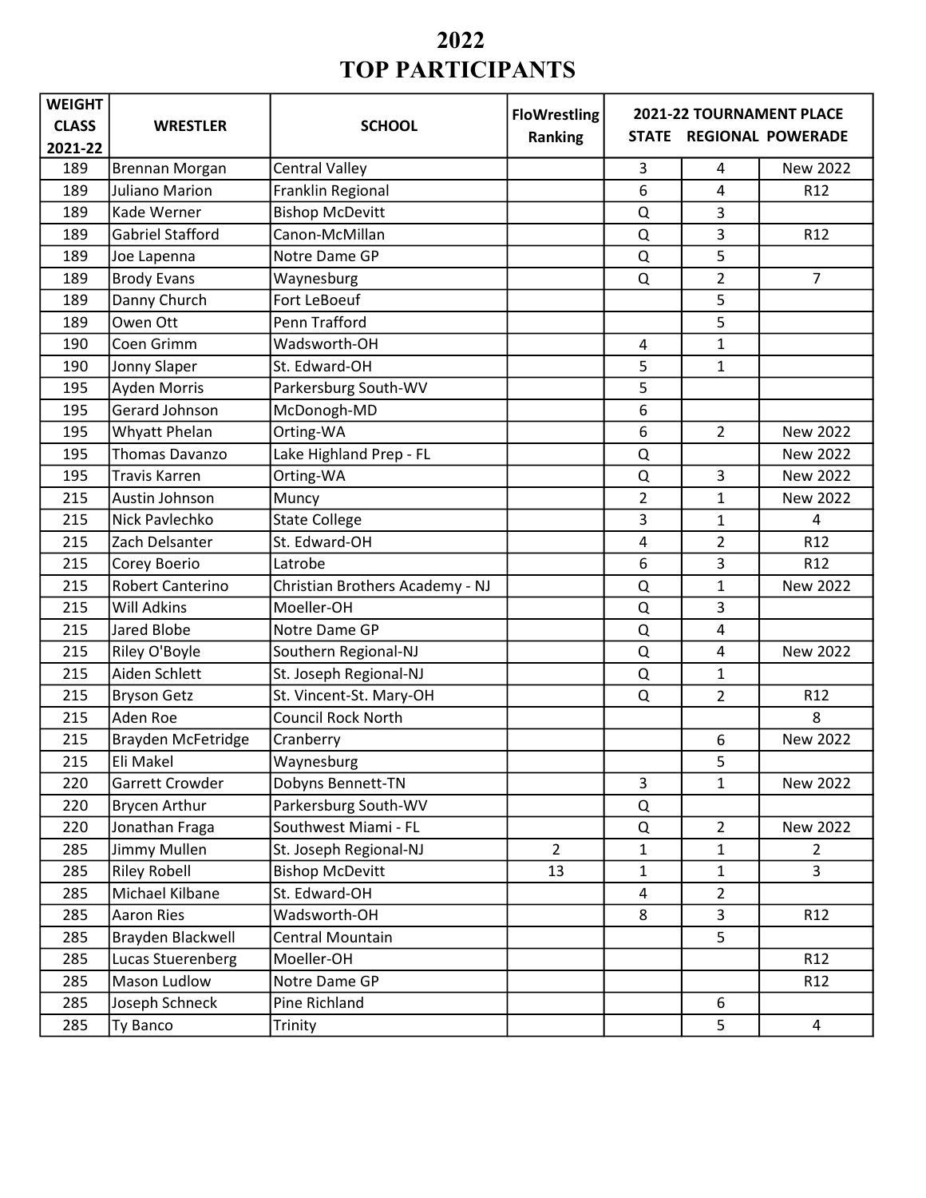# 2022
# TOP PARTICIPANTS

| WEIGHT CLASS 2021-22 | WRESTLER | SCHOOL | FloWrestling Ranking | 2021-22 TOURNAMENT PLACE | | |
|---|---|---|---|---|---|---|
| | | | | STATE | REGIONAL | POWERADE |
| 189 | Brennan Morgan | Central Valley | | 3 | 4 | New 2022 |
| 189 | Juliano Marion | Franklin Regional | | 6 | 4 | R12 |
| 189 | Kade Werner | Bishop McDevitt | | Q | 3 | |
| 189 | Gabriel Stafford | Canon-McMillan | | Q | 3 | R12 |
| 189 | Joe Lapenna | Notre Dame GP | | Q | 5 | |
| 189 | Brody Evans | Waynesburg | | Q | 2 | 7 |
| 189 | Danny Church | Fort LeBoeuf | | | 5 | |
| 189 | Owen Ott | Penn Trafford | | | 5 | |
| 190 | Coen Grimm | Wadsworth-OH | | 4 | 1 | |
| 190 | Jonny Slaper | St. Edward-OH | | 5 | 1 | |
| 195 | Ayden Morris | Parkersburg South-WV | | 5 | | |
| 195 | Gerard Johnson | McDonogh-MD | | 6 | | |
| 195 | Whyatt Phelan | Orting-WA | | 6 | 2 | New 2022 |
| 195 | Thomas Davanzo | Lake Highland Prep - FL | | Q | | New 2022 |
| 195 | Travis Karren | Orting-WA | | Q | 3 | New 2022 |
| 215 | Austin Johnson | Muncy | | 2 | 1 | New 2022 |
| 215 | Nick Pavlechko | State College | | 3 | 1 | 4 |
| 215 | Zach Delsanter | St. Edward-OH | | 4 | 2 | R12 |
| 215 | Corey Boerio | Latrobe | | 6 | 3 | R12 |
| 215 | Robert Canterino | Christian Brothers Academy - NJ | | Q | 1 | New 2022 |
| 215 | Will Adkins | Moeller-OH | | Q | 3 | |
| 215 | Jared Blobe | Notre Dame GP | | Q | 4 | |
| 215 | Riley O'Boyle | Southern Regional-NJ | | Q | 4 | New 2022 |
| 215 | Aiden Schlett | St. Joseph Regional-NJ | | Q | 1 | |
| 215 | Bryson Getz | St. Vincent-St. Mary-OH | | Q | 2 | R12 |
| 215 | Aden Roe | Council Rock North | | | | 8 |
| 215 | Brayden McFetridge | Cranberry | | | 6 | New 2022 |
| 215 | Eli Makel | Waynesburg | | | 5 | |
| 220 | Garrett Crowder | Dobyns Bennett-TN | | 3 | 1 | New 2022 |
| 220 | Brycen Arthur | Parkersburg South-WV | | Q | | |
| 220 | Jonathan Fraga | Southwest Miami - FL | | Q | 2 | New 2022 |
| 285 | Jimmy Mullen | St. Joseph Regional-NJ | 2 | 1 | 1 | 2 |
| 285 | Riley Robell | Bishop McDevitt | 13 | 1 | 1 | 3 |
| 285 | Michael Kilbane | St. Edward-OH | | 4 | 2 | |
| 285 | Aaron Ries | Wadsworth-OH | | 8 | 3 | R12 |
| 285 | Brayden Blackwell | Central Mountain | | | 5 | |
| 285 | Lucas Stuerenberg | Moeller-OH | | | | R12 |
| 285 | Mason Ludlow | Notre Dame GP | | | | R12 |
| 285 | Joseph Schneck | Pine Richland | | | 6 | |
| 285 | Ty Banco | Trinity | | | 5 | 4 |